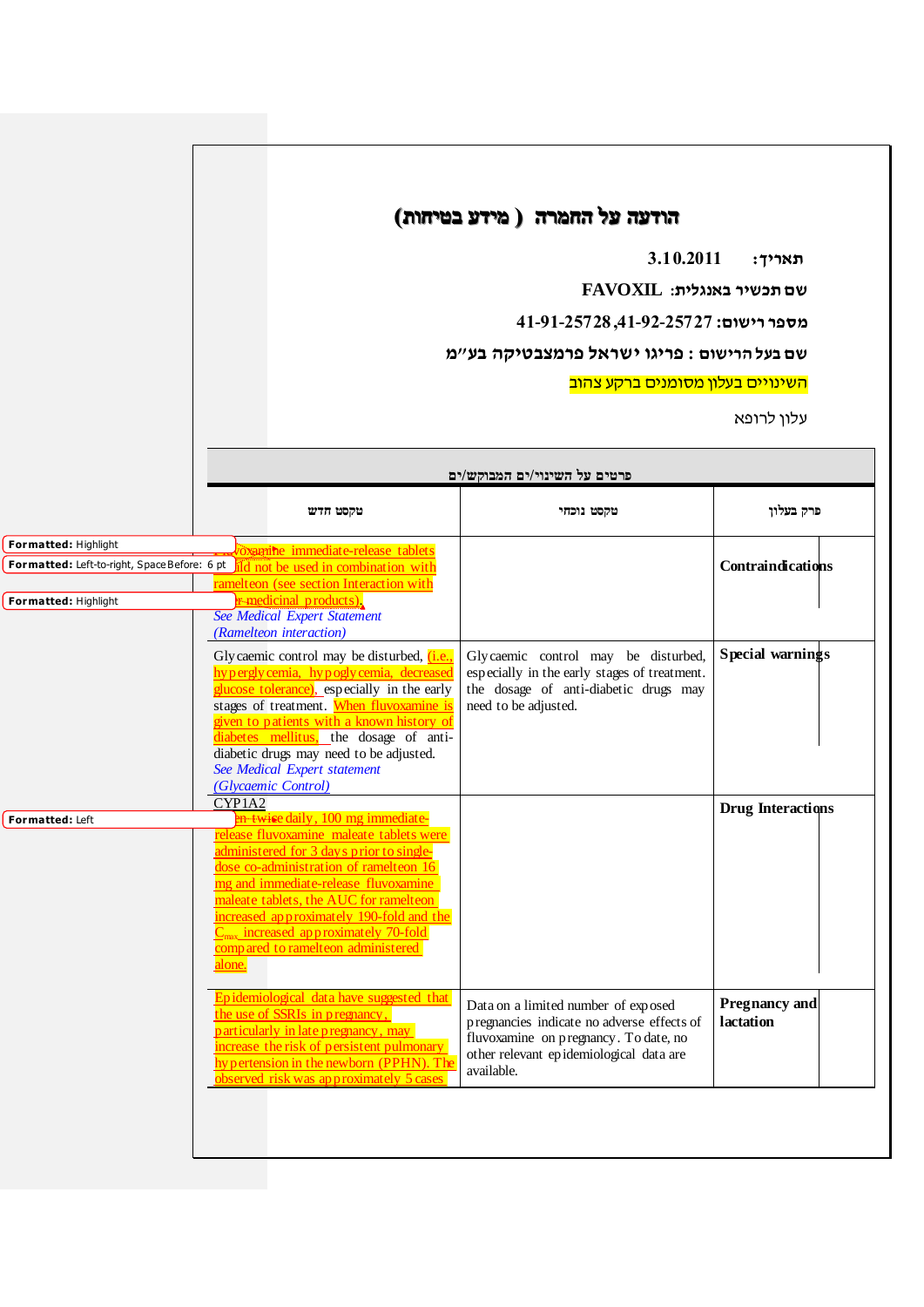# הודעה על החמרה ( מידע בטיחות)

תאריך: 3.10.2011

שם תכשיר באנגלית: FAVOXIL

מספר רישום: 41-91-25728 ,41-92-25727

שם בעל הרישום : פריגו ישראל פרמצבטיקה בע"מ

השינויים בעלון מסומנים ברקע צהוב

עלון לרופא

**פרטים על השינוי/ים המבוקש/ים**

| פרק בעלון | טקסט נוכחי | טקסט חדש |
|---|---|---|
| **Contraindications** | | Fluvoxamine immediate-release tablets should not be used in combination with ramelteon (see section Interaction with other medicinal products). *See Medical Expert Statement (Ramelteon interaction)* |
| **Special warnings** | Glycaemic control may be disturbed, especially in the early stages of treatment. the dosage of anti-diabetic drugs may need to be adjusted. | Glycaemic control may be disturbed, (i.e., hyperglycemia, hypoglycemia, decreased glucose tolerance), especially in the early stages of treatment. When fluvoxamine is given to patients with a known history of diabetes mellitus, the dosage of anti-diabetic drugs may need to be adjusted. *See Medical Expert statement (Glycaemic Control)* |
| **Drug Interactions** | | CYP1A2<br>When twice daily, 100 mg immediate-release fluvoxamine maleate tablets were administered for 3 days prior to single-dose co-administration of ramelteon 16 mg and immediate-release fluvoxamine maleate tablets, the AUC for ramelteon increased approximately 190-fold and the $C_{max}$ increased approximately 70-fold compared to ramelteon administered alone. |
| **Pregnancy and lactation** | Data on a limited number of exposed pregnancies indicate no adverse effects of fluvoxamine on pregnancy. To date, no other relevant epidemiological data are available. | Epidemiological data have suggested that the use of SSRIs in pregnancy, particularly in late pregnancy, may increase the risk of persistent pulmonary hypertension in the newborn (PPHN). The observed risk was approximately 5 cases |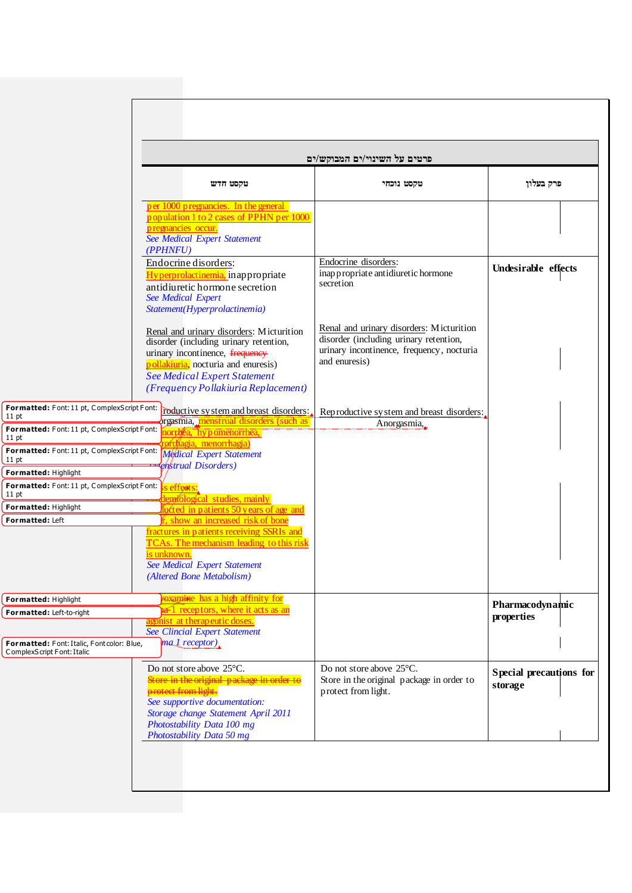| פרטים על השינוי/ים המבוקש/ים | | |
|---|---|---|
| **פרק בעלון** | **טקסט נוכחי** | **טקסט חדש** |
| | | per 1000 pregnancies. In the general population 1 to 2 cases of PPHN per 1000 pregnancies occur. *See Medical Expert Statement (PPHNFU)* |
| **Undesirable effects** | Endocrine disorders: inappropriate antidiuretic hormone secretion<br><br>Renal and urinary disorders: Micturition disorder (including urinary retention, urinary incontinence, frequency, nocturia and enuresis)<br><br>Reproductive system and breast disorders: Anorgasmia, | Endocrine disorders: Hyperprolactinemia, inappropriate antidiuretic hormone secretion *See Medical Expert Statement(Hyperprolactinemia)*<br><br>Renal and urinary disorders: Micturition disorder (including urinary retention, urinary incontinence, ~~frequency~~ pollakiuria, nocturia and enuresis) *See Medical Expert Statement (Frequency Pollakiuria Replacement)*<br><br>...roductive system and breast disorders: ...orgasmia, menstrual disorders (such as ...norrhea, hypomenorrhea, ...rorrhagia, menorrhagia) *...Medical Expert Statement ...enstrual Disorders)*<br><br>...ss effects: ...demiological studies, mainly ...ducted in patients 50 years of age and ...r, show an increased risk of bone fractures in patients receiving SSRIs and TCAs. The mechanism leading to this risk is unknown. *See Medical Expert Statement (Altered Bone Metabolism)* |
| **Pharmacodynamic properties** | | ...voxamine has a high affinity for ...a-1 receptors, where it acts as an agonist at therapeutic doses. *See Clincial Expert Statement ...ma 1 receptor)* |
| **Special precautions for storage** | Do not store above 25°C. Store in the original package in order to protect from light. | Do not store above 25°C. ~~Store in the original package in order to protect from light.~~ *See supportive documentation: Storage change Statement April 2011 Photostability Data 100 mg Photostability Data 50 mg* |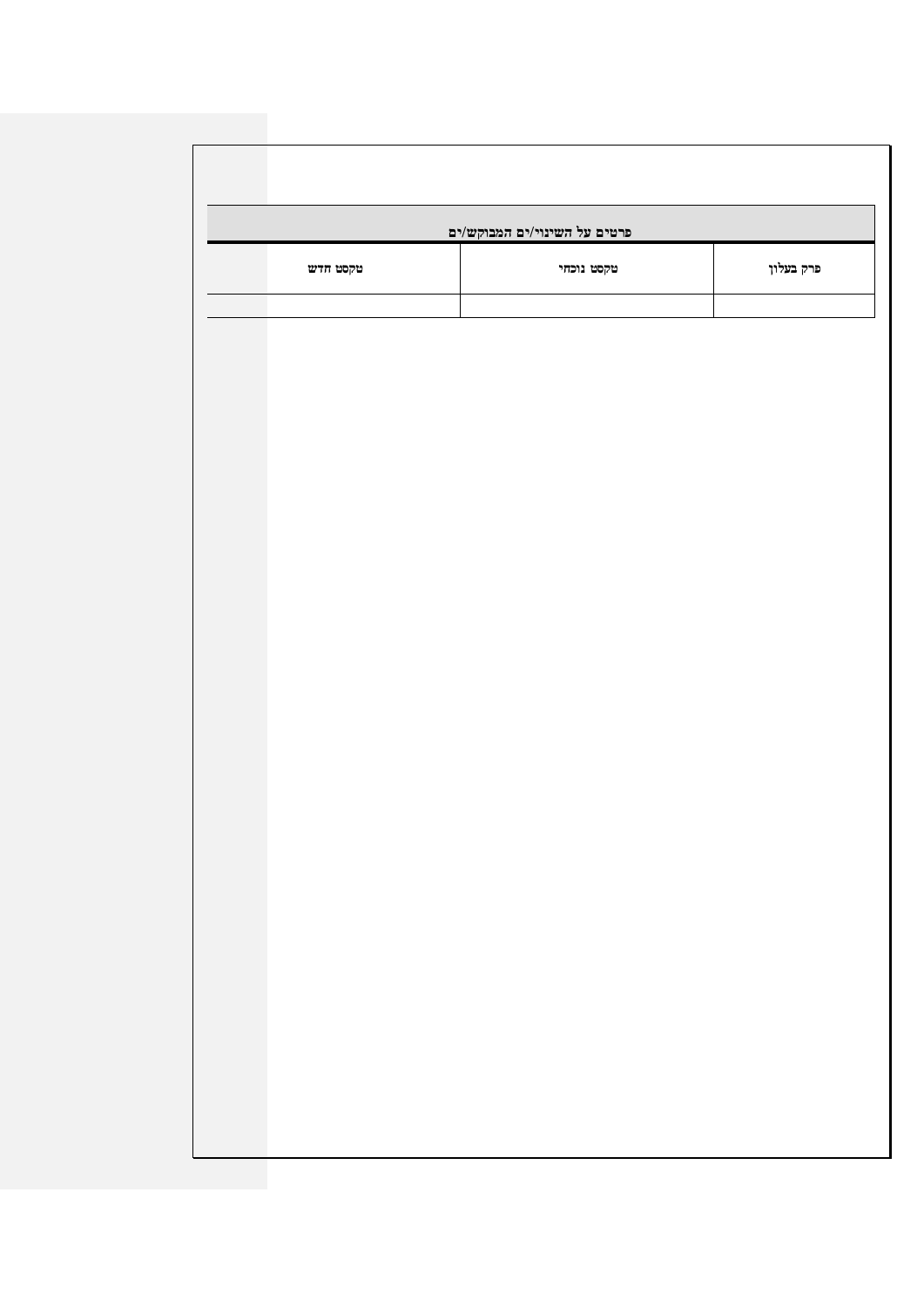| פרטים על השינוי/ים המבוקש/ים | | |
|---|---|---|
| פרק בעלון | טקסט נוכחי | טקסט חדש |
| | | |